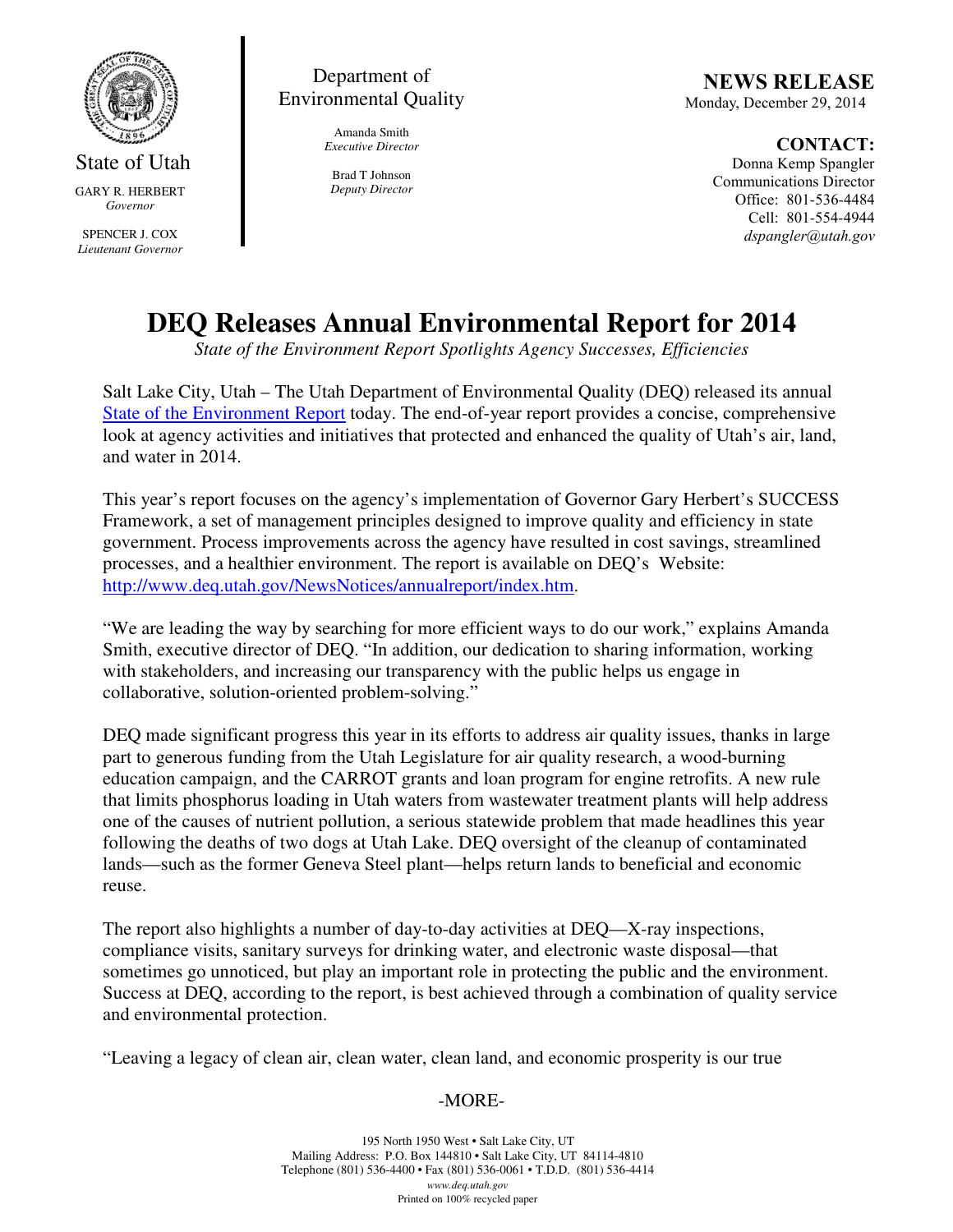State of Utah

GARY R. HERBERT
*Governor*

SPENCER J. COX
*Lieutenant Governor*

Department of Environmental Quality

Amanda Smith
*Executive Director*

Brad T Johnson
*Deputy Director*

**NEWS RELEASE**
Monday, December 29, 2014

**CONTACT:**
Donna Kemp Spangler
Communications Director
Office: 801-536-4484
Cell: 801-554-4944
*dspangler@utah.gov*

# DEQ Releases Annual Environmental Report for 2014

*State of the Environment Report Spotlights Agency Successes, Efficiencies*

Salt Lake City, Utah – The Utah Department of Environmental Quality (DEQ) released its annual [State of the Environment Report](http://www.deq.utah.gov/NewsNotices/annualreport/index.htm) today. The end-of-year report provides a concise, comprehensive look at agency activities and initiatives that protected and enhanced the quality of Utah's air, land, and water in 2014.

This year's report focuses on the agency's implementation of Governor Gary Herbert's SUCCESS Framework, a set of management principles designed to improve quality and efficiency in state government. Process improvements across the agency have resulted in cost savings, streamlined processes, and a healthier environment. The report is available on DEQ's Website: http://www.deq.utah.gov/NewsNotices/annualreport/index.htm.

"We are leading the way by searching for more efficient ways to do our work," explains Amanda Smith, executive director of DEQ. "In addition, our dedication to sharing information, working with stakeholders, and increasing our transparency with the public helps us engage in collaborative, solution-oriented problem-solving."

DEQ made significant progress this year in its efforts to address air quality issues, thanks in large part to generous funding from the Utah Legislature for air quality research, a wood-burning education campaign, and the CARROT grants and loan program for engine retrofits. A new rule that limits phosphorus loading in Utah waters from wastewater treatment plants will help address one of the causes of nutrient pollution, a serious statewide problem that made headlines this year following the deaths of two dogs at Utah Lake. DEQ oversight of the cleanup of contaminated lands—such as the former Geneva Steel plant—helps return lands to beneficial and economic reuse.

The report also highlights a number of day-to-day activities at DEQ—X-ray inspections, compliance visits, sanitary surveys for drinking water, and electronic waste disposal—that sometimes go unnoticed, but play an important role in protecting the public and the environment. Success at DEQ, according to the report, is best achieved through a combination of quality service and environmental protection.

"Leaving a legacy of clean air, clean water, clean land, and economic prosperity is our true

-MORE-

195 North 1950 West • Salt Lake City, UT
Mailing Address: P.O. Box 144810 • Salt Lake City, UT 84114-4810
Telephone (801) 536-4400 • Fax (801) 536-0061 • T.D.D. (801) 536-4414
*www.deq.utah.gov*
Printed on 100% recycled paper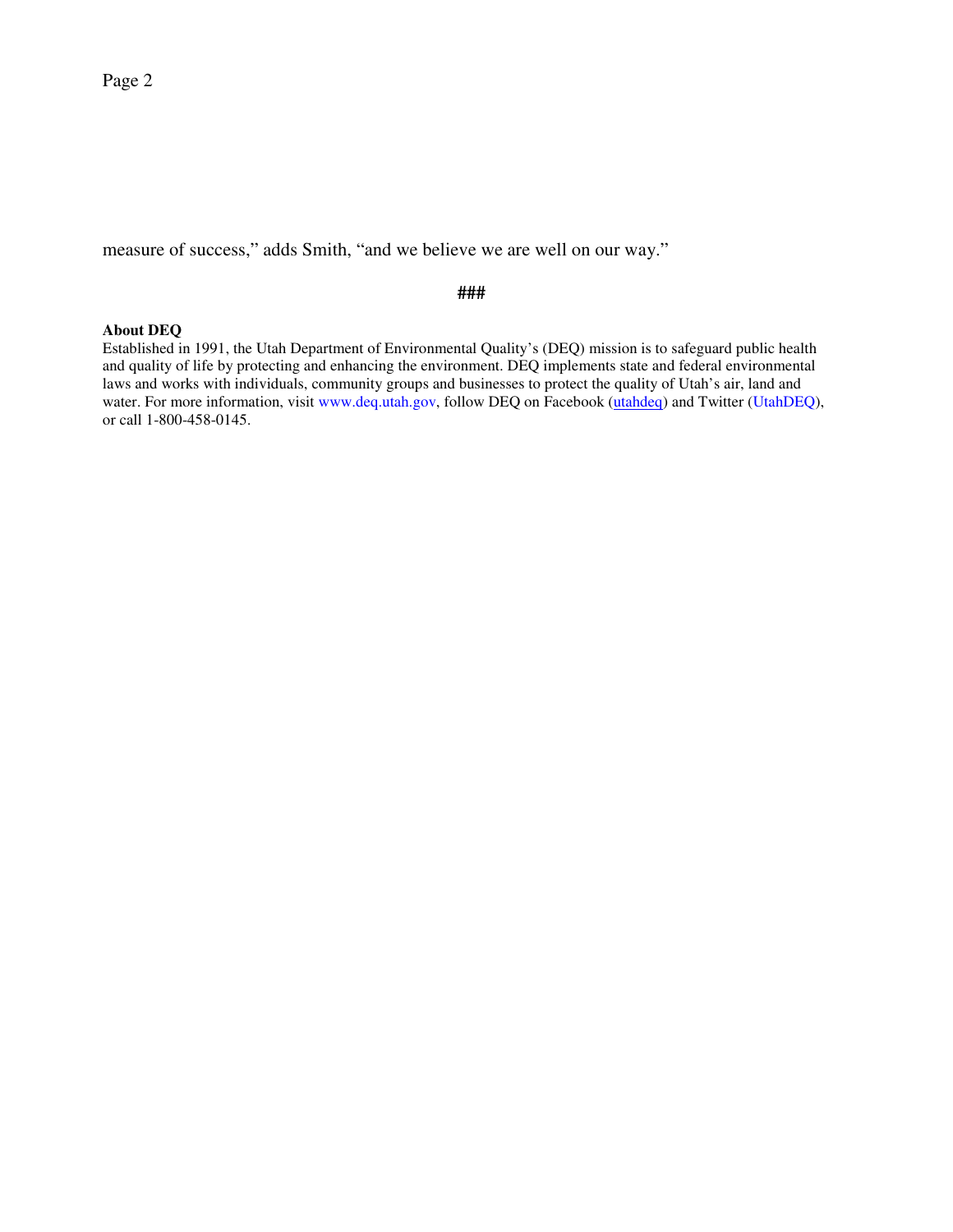measure of success," adds Smith, "and we believe we are well on our way."

###

**About DEQ**

Established in 1991, the Utah Department of Environmental Quality's (DEQ) mission is to safeguard public health and quality of life by protecting and enhancing the environment. DEQ implements state and federal environmental laws and works with individuals, community groups and businesses to protect the quality of Utah's air, land and water. For more information, visit www.deq.utah.gov, follow DEQ on Facebook (utahdeq) and Twitter (UtahDEQ), or call 1-800-458-0145.